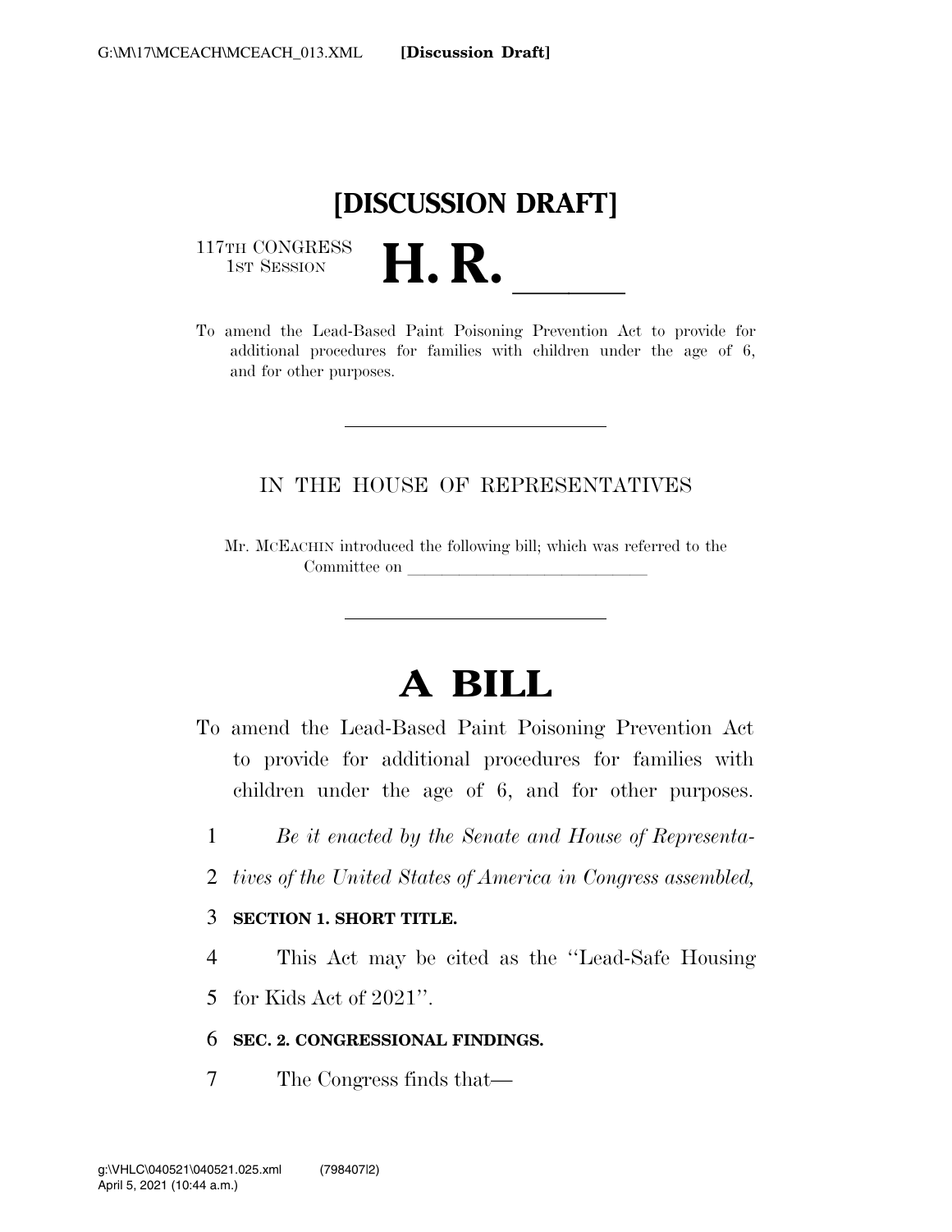# [DISCUSSION DRAFT]

117TH CONGRESS
1ST SESSION

# H. R. \_\_\_\_\_

To amend the Lead-Based Paint Poisoning Prevention Act to provide for additional procedures for families with children under the age of 6, and for other purposes.

---

IN THE HOUSE OF REPRESENTATIVES

Mr. MCEACHIN introduced the following bill; which was referred to the Committee on \_\_\_\_\_\_\_\_\_\_\_\_\_\_\_\_\_\_\_\_\_\_\_\_\_\_\_\_

---

# A BILL

To amend the Lead-Based Paint Poisoning Prevention Act to provide for additional procedures for families with children under the age of 6, and for other purposes.

1 *Be it enacted by the Senate and House of Representa-*
2 *tives of the United States of America in Congress assembled,*

3 **SECTION 1. SHORT TITLE.**

4 This Act may be cited as the ''Lead-Safe Housing
5 for Kids Act of 2021''.

6 **SEC. 2. CONGRESSIONAL FINDINGS.**

7 The Congress finds that—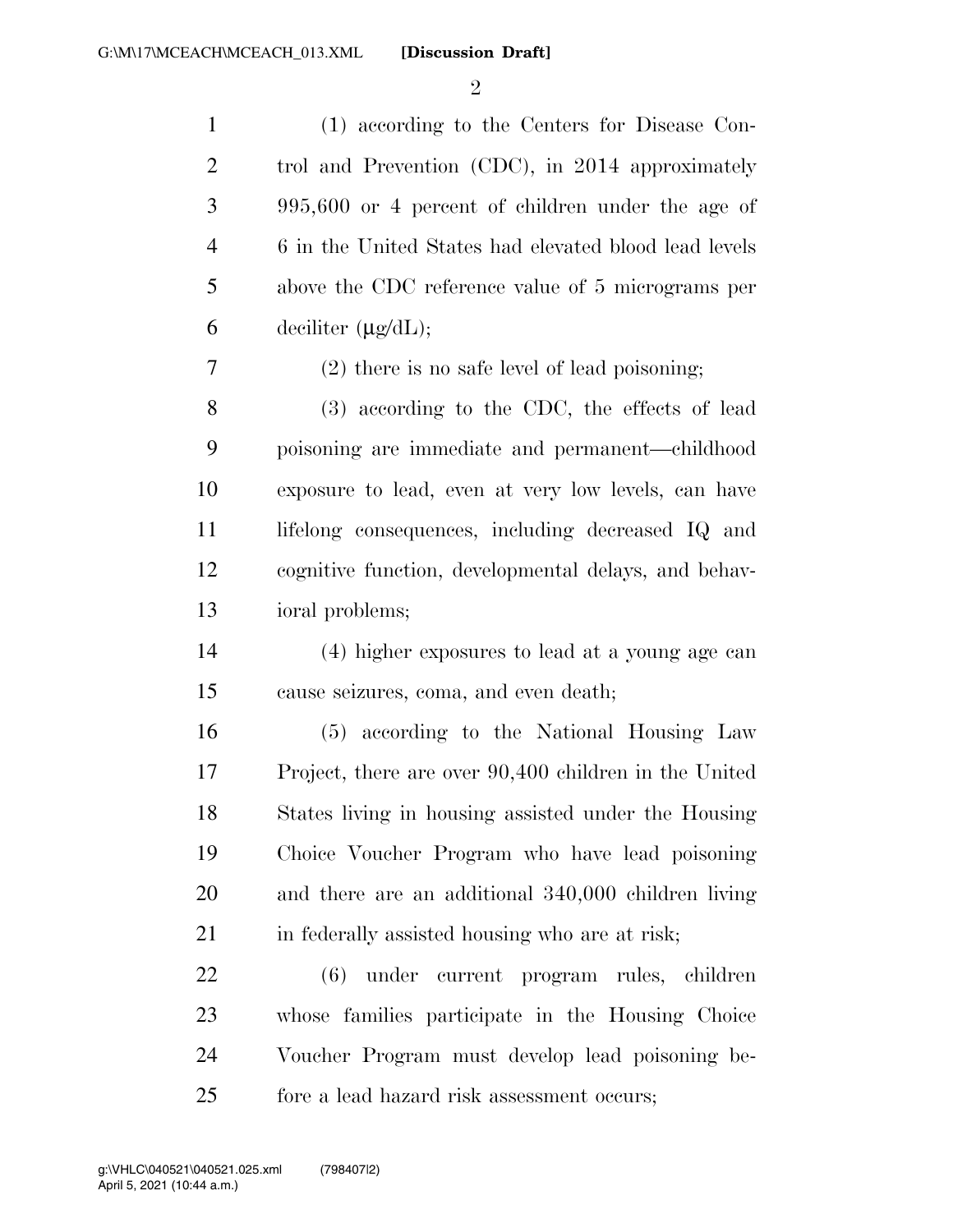(1) according to the Centers for Disease Control and Prevention (CDC), in 2014 approximately 995,600 or 4 percent of children under the age of 6 in the United States had elevated blood lead levels above the CDC reference value of 5 micrograms per deciliter (μg/dL);

(2) there is no safe level of lead poisoning;

(3) according to the CDC, the effects of lead poisoning are immediate and permanent—childhood exposure to lead, even at very low levels, can have lifelong consequences, including decreased IQ and cognitive function, developmental delays, and behavioral problems;

(4) higher exposures to lead at a young age can cause seizures, coma, and even death;

(5) according to the National Housing Law Project, there are over 90,400 children in the United States living in housing assisted under the Housing Choice Voucher Program who have lead poisoning and there are an additional 340,000 children living in federally assisted housing who are at risk;

(6) under current program rules, children whose families participate in the Housing Choice Voucher Program must develop lead poisoning before a lead hazard risk assessment occurs;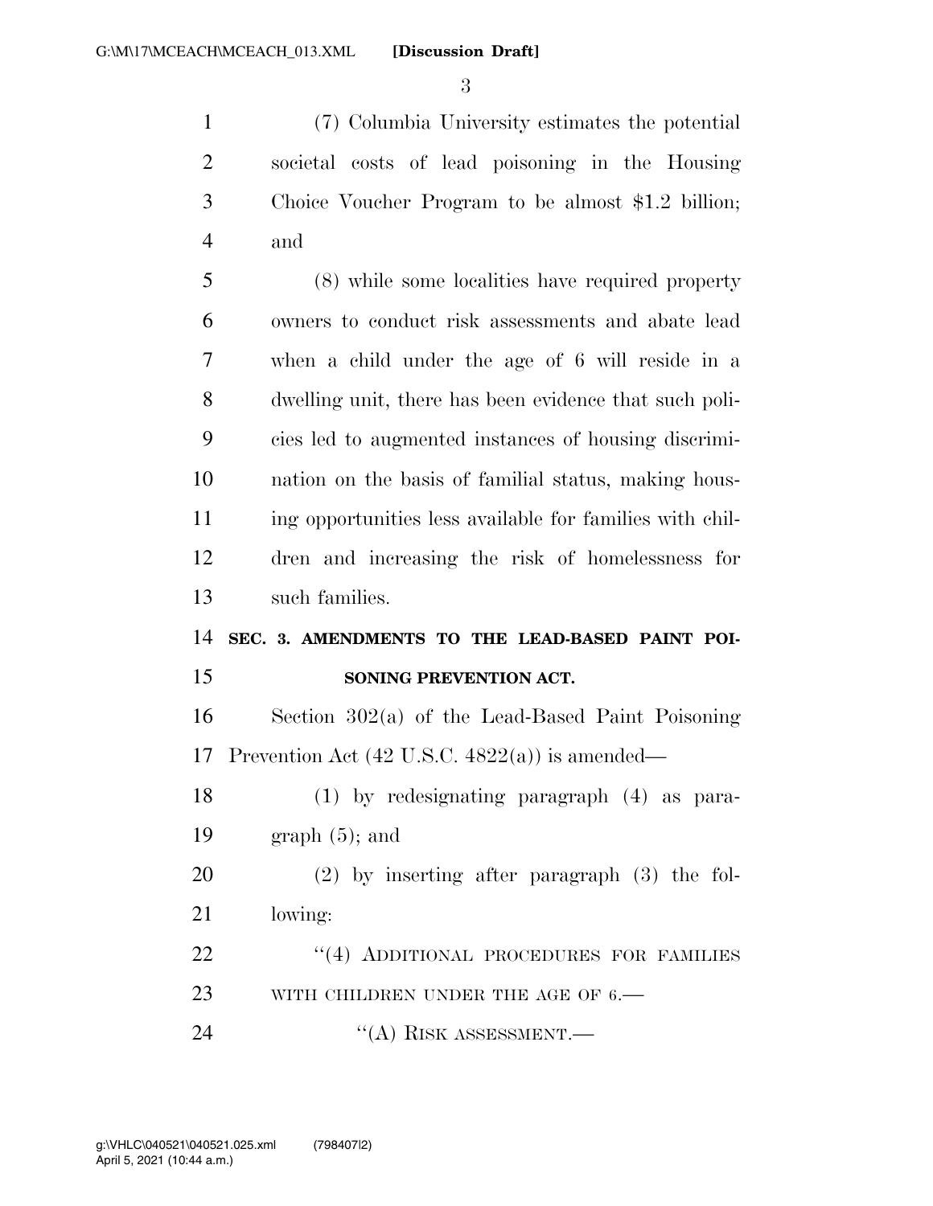(7) Columbia University estimates the potential societal costs of lead poisoning in the Housing Choice Voucher Program to be almost $1.2 billion; and

(8) while some localities have required property owners to conduct risk assessments and abate lead when a child under the age of 6 will reside in a dwelling unit, there has been evidence that such policies led to augmented instances of housing discrimination on the basis of familial status, making housing opportunities less available for families with children and increasing the risk of homelessness for such families.

## SEC. 3. AMENDMENTS TO THE LEAD-BASED PAINT POISONING PREVENTION ACT.

Section 302(a) of the Lead-Based Paint Poisoning Prevention Act (42 U.S.C. 4822(a)) is amended—

(1) by redesignating paragraph (4) as paragraph (5); and

(2) by inserting after paragraph (3) the following:

"(4) ADDITIONAL PROCEDURES FOR FAMILIES WITH CHILDREN UNDER THE AGE OF 6.—

"(A) RISK ASSESSMENT.—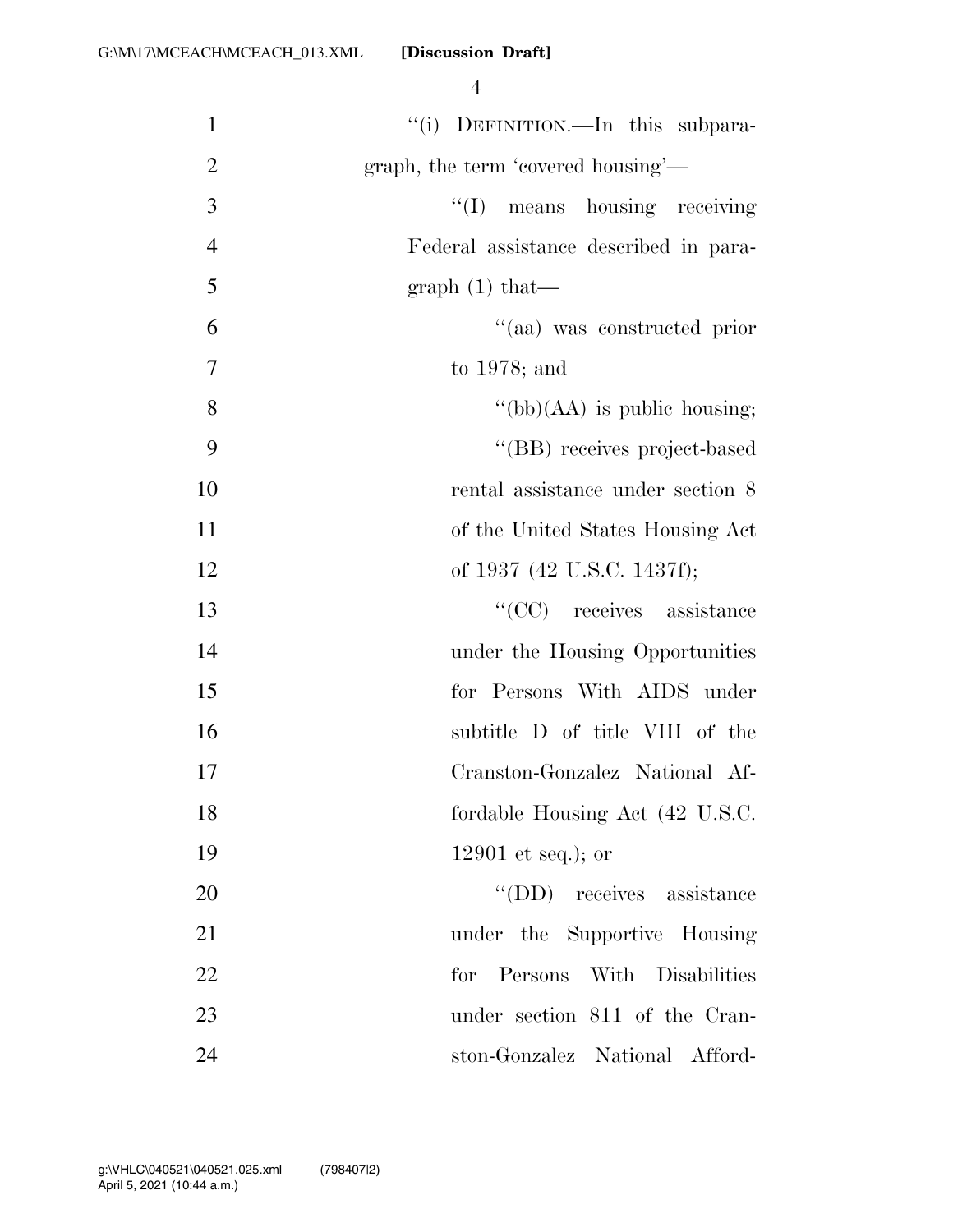"(i) DEFINITION.—In this subparagraph, the term 'covered housing'—

"(I) means housing receiving Federal assistance described in paragraph (1) that—

"(aa) was constructed prior to 1978; and

"(bb)(AA) is public housing;

"(BB) receives project-based rental assistance under section 8 of the United States Housing Act of 1937 (42 U.S.C. 1437f);

"(CC) receives assistance under the Housing Opportunities for Persons With AIDS under subtitle D of title VIII of the Cranston-Gonzalez National Affordable Housing Act (42 U.S.C. 12901 et seq.); or

"(DD) receives assistance under the Supportive Housing for Persons With Disabilities under section 811 of the Cranston-Gonzalez National Afford-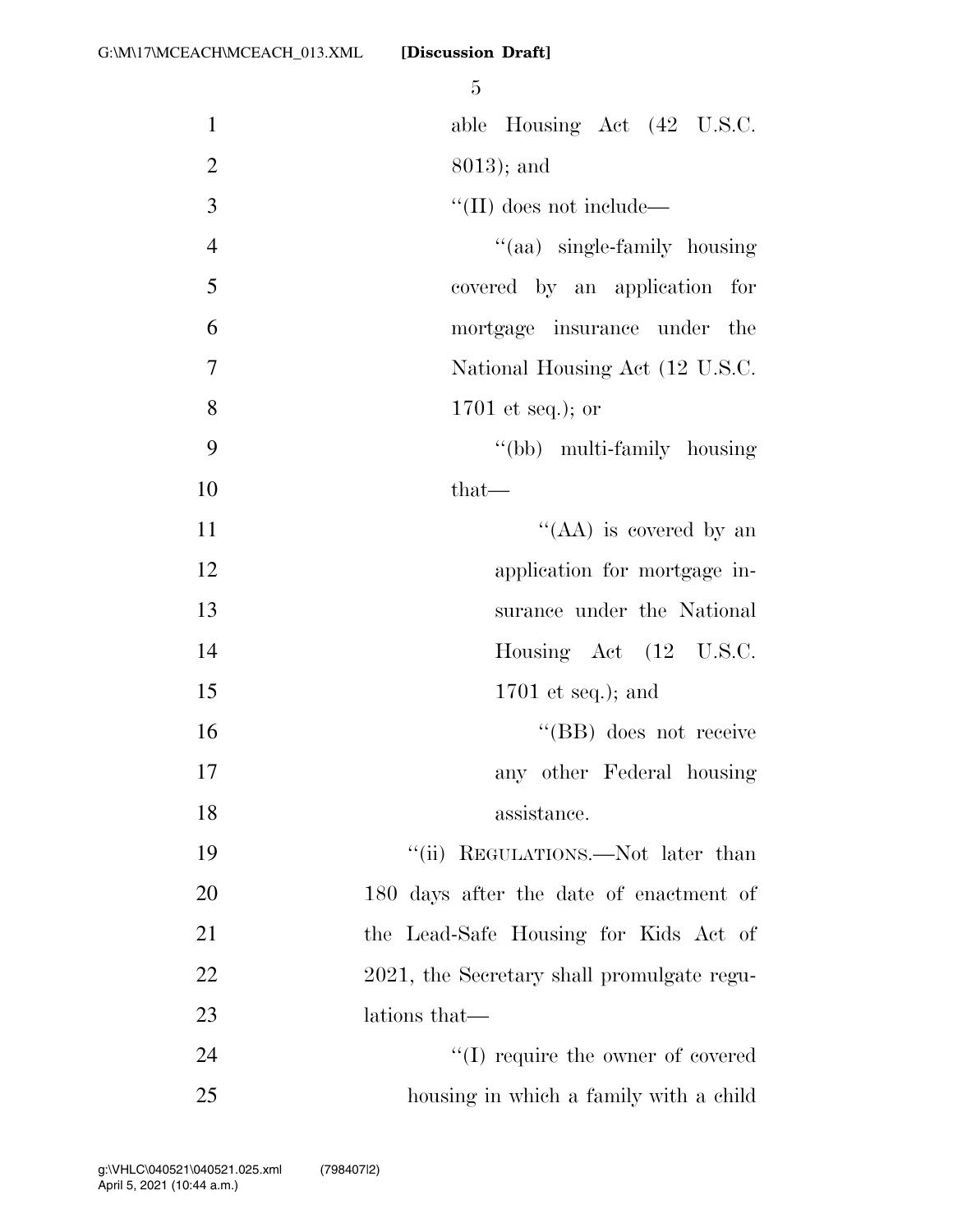able Housing Act (42 U.S.C. 8013); and

''(II) does not include—

''(aa) single-family housing covered by an application for mortgage insurance under the National Housing Act (12 U.S.C. 1701 et seq.); or

''(bb) multi-family housing that—

''(AA) is covered by an application for mortgage insurance under the National Housing Act (12 U.S.C. 1701 et seq.); and

''(BB) does not receive any other Federal housing assistance.

''(ii) REGULATIONS.—Not later than 180 days after the date of enactment of the Lead-Safe Housing for Kids Act of 2021, the Secretary shall promulgate regulations that—

''(I) require the owner of covered housing in which a family with a child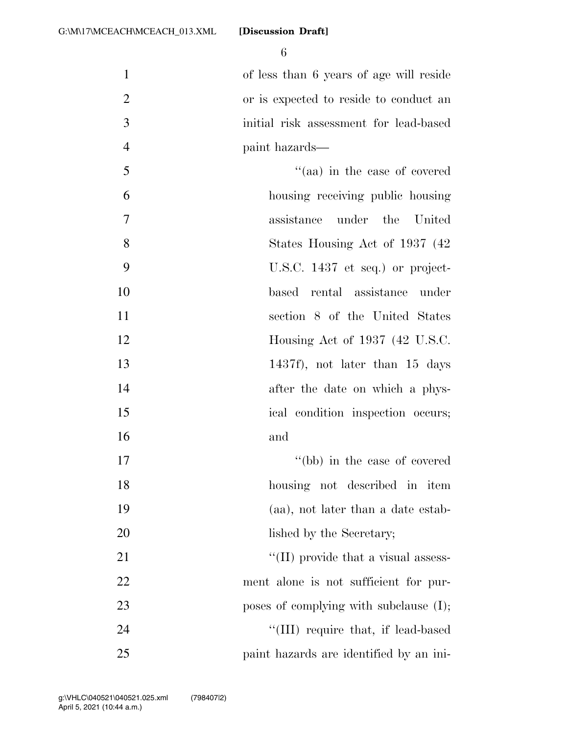of less than 6 years of age will reside or is expected to reside to conduct an initial risk assessment for lead-based paint hazards—

"(aa) in the case of covered housing receiving public housing assistance under the United States Housing Act of 1937 (42 U.S.C. 1437 et seq.) or project-based rental assistance under section 8 of the United States Housing Act of 1937 (42 U.S.C. 1437f), not later than 15 days after the date on which a physical condition inspection occurs; and

"(bb) in the case of covered housing not described in item (aa), not later than a date established by the Secretary;

"(II) provide that a visual assessment alone is not sufficient for purposes of complying with subclause (I);

"(III) require that, if lead-based paint hazards are identified by an ini-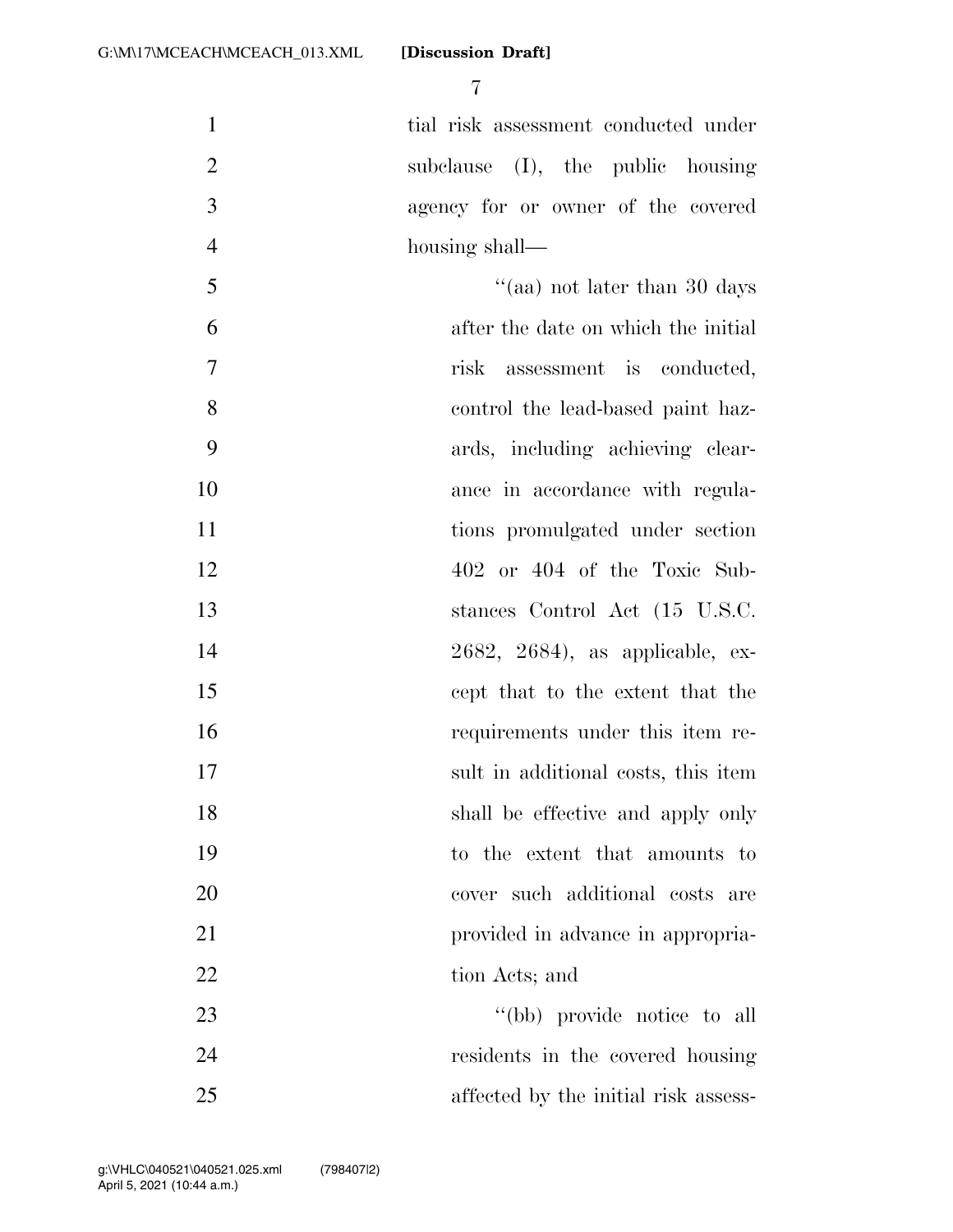tial risk assessment conducted under subclause (I), the public housing agency for or owner of the covered housing shall—

"(aa) not later than 30 days after the date on which the initial risk assessment is conducted, control the lead-based paint hazards, including achieving clearance in accordance with regulations promulgated under section 402 or 404 of the Toxic Substances Control Act (15 U.S.C. 2682, 2684), as applicable, except that to the extent that the requirements under this item result in additional costs, this item shall be effective and apply only to the extent that amounts to cover such additional costs are provided in advance in appropriation Acts; and

"(bb) provide notice to all residents in the covered housing affected by the initial risk assess-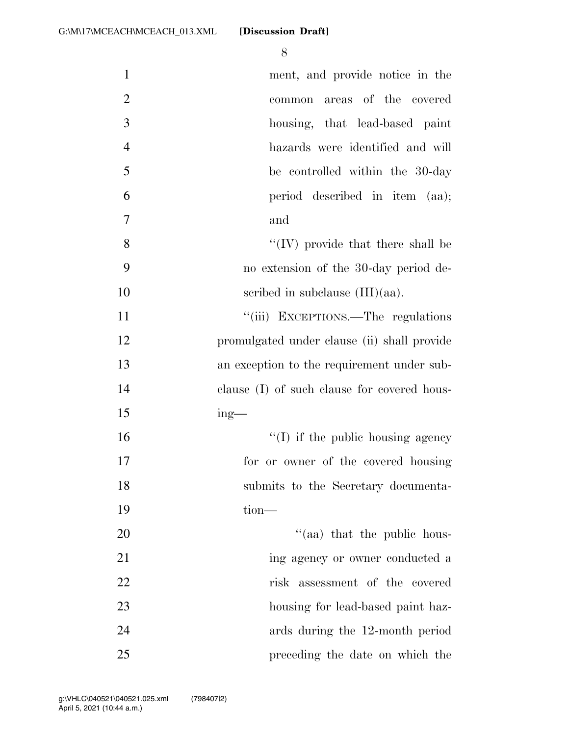ment, and provide notice in the common areas of the covered housing, that lead-based paint hazards were identified and will be controlled within the 30-day period described in item (aa); and

"(IV) provide that there shall be no extension of the 30-day period described in subclause (III)(aa).

"(iii) EXCEPTIONS.—The regulations promulgated under clause (ii) shall provide an exception to the requirement under subclause (I) of such clause for covered housing—

"(I) if the public housing agency for or owner of the covered housing submits to the Secretary documentation—

"(aa) that the public housing agency or owner conducted a risk assessment of the covered housing for lead-based paint hazards during the 12-month period preceding the date on which the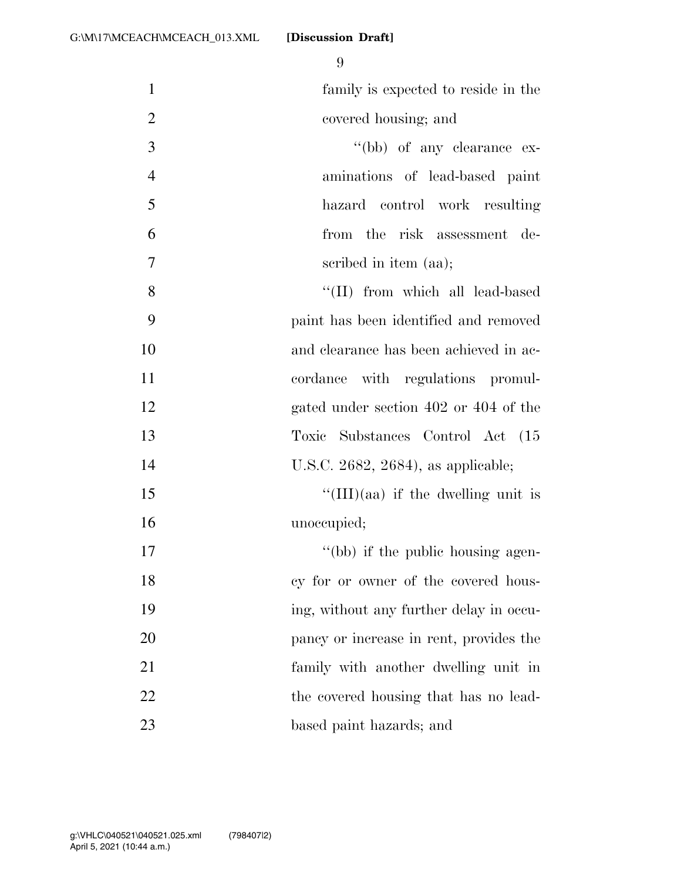family is expected to reside in the covered housing; and

''(bb) of any clearance examinations of lead-based paint hazard control work resulting from the risk assessment described in item (aa);

''(II) from which all lead-based paint has been identified and removed and clearance has been achieved in accordance with regulations promulgated under section 402 or 404 of the Toxic Substances Control Act (15 U.S.C. 2682, 2684), as applicable;

''(III)(aa) if the dwelling unit is unoccupied;

''(bb) if the public housing agency for or owner of the covered housing, without any further delay in occupancy or increase in rent, provides the family with another dwelling unit in the covered housing that has no lead-based paint hazards; and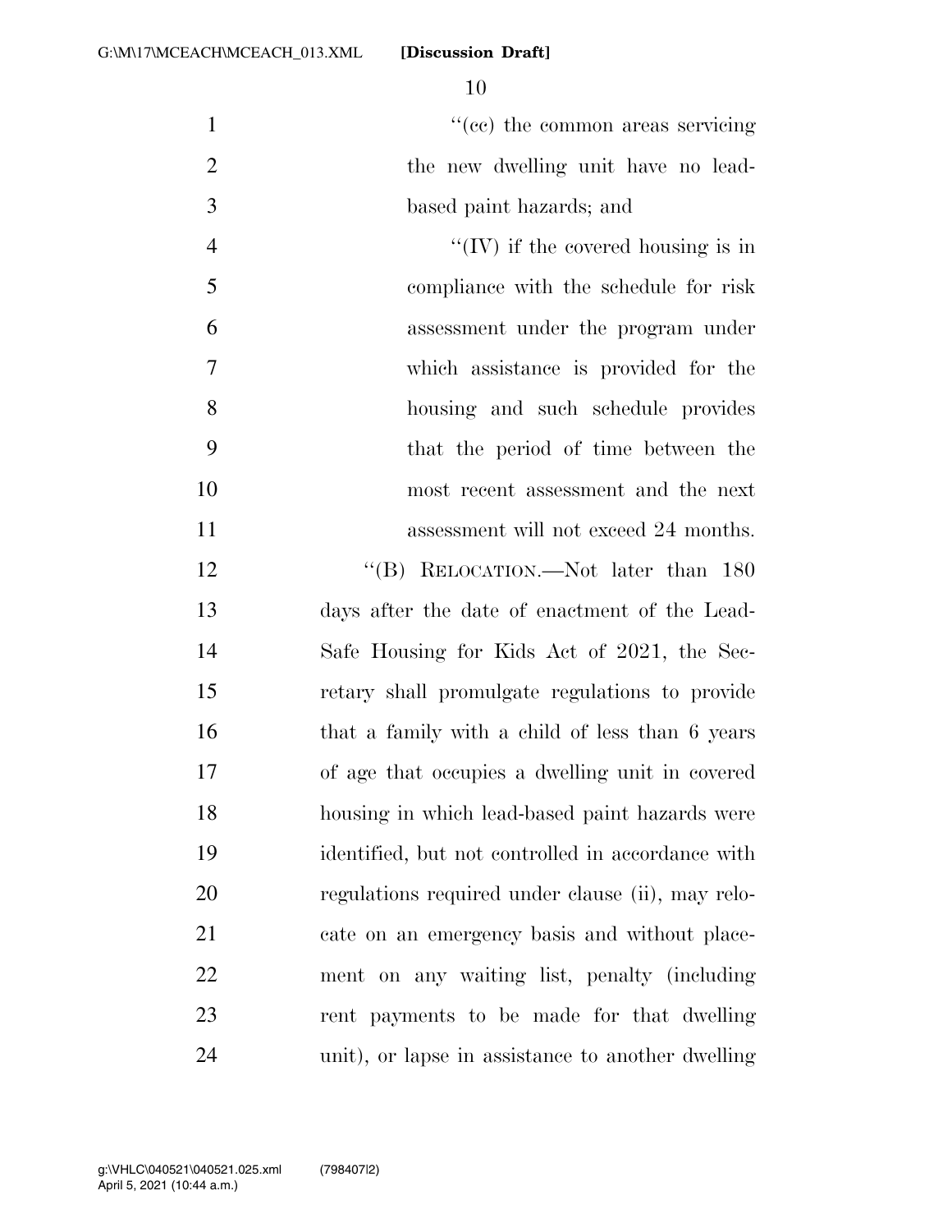"(cc) the common areas servicing the new dwelling unit have no lead-based paint hazards; and

"(IV) if the covered housing is in compliance with the schedule for risk assessment under the program under which assistance is provided for the housing and such schedule provides that the period of time between the most recent assessment and the next assessment will not exceed 24 months.

"(B) RELOCATION.—Not later than 180 days after the date of enactment of the Lead-Safe Housing for Kids Act of 2021, the Secretary shall promulgate regulations to provide that a family with a child of less than 6 years of age that occupies a dwelling unit in covered housing in which lead-based paint hazards were identified, but not controlled in accordance with regulations required under clause (ii), may relocate on an emergency basis and without placement on any waiting list, penalty (including rent payments to be made for that dwelling unit), or lapse in assistance to another dwelling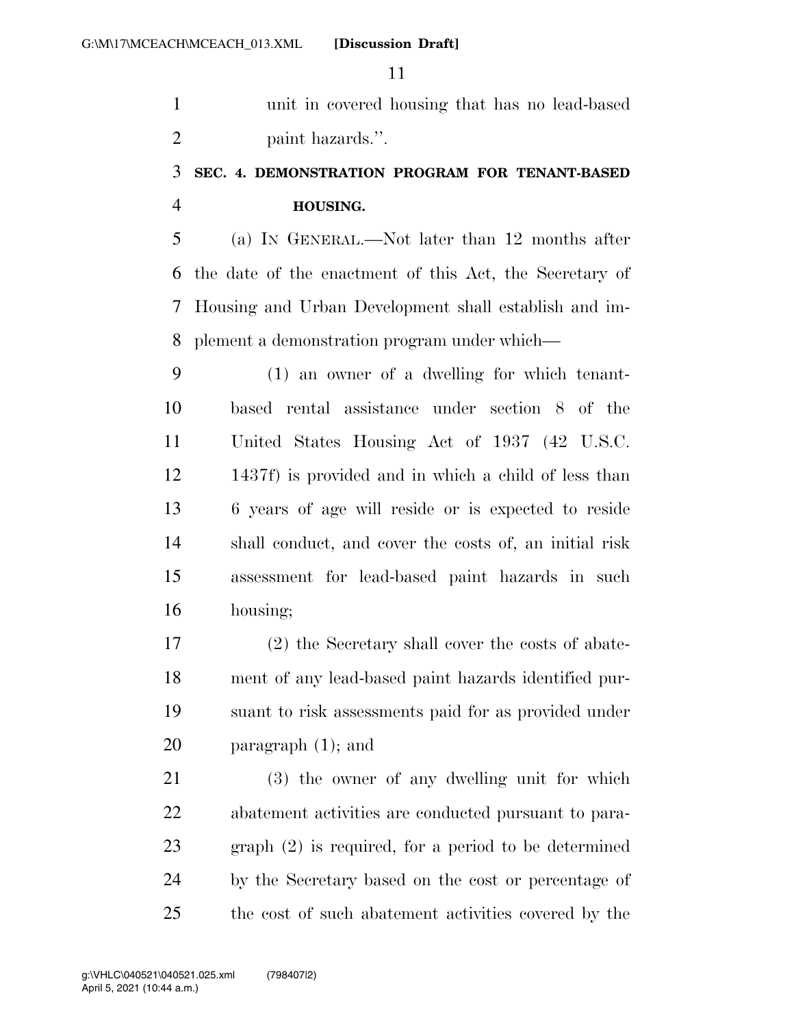unit in covered housing that has no lead-based paint hazards.''.

**SEC. 4. DEMONSTRATION PROGRAM FOR TENANT-BASED HOUSING.**

(a) IN GENERAL.—Not later than 12 months after the date of the enactment of this Act, the Secretary of Housing and Urban Development shall establish and implement a demonstration program under which—

(1) an owner of a dwelling for which tenant-based rental assistance under section 8 of the United States Housing Act of 1937 (42 U.S.C. 1437f) is provided and in which a child of less than 6 years of age will reside or is expected to reside shall conduct, and cover the costs of, an initial risk assessment for lead-based paint hazards in such housing;

(2) the Secretary shall cover the costs of abatement of any lead-based paint hazards identified pursuant to risk assessments paid for as provided under paragraph (1); and

(3) the owner of any dwelling unit for which abatement activities are conducted pursuant to paragraph (2) is required, for a period to be determined by the Secretary based on the cost or percentage of the cost of such abatement activities covered by the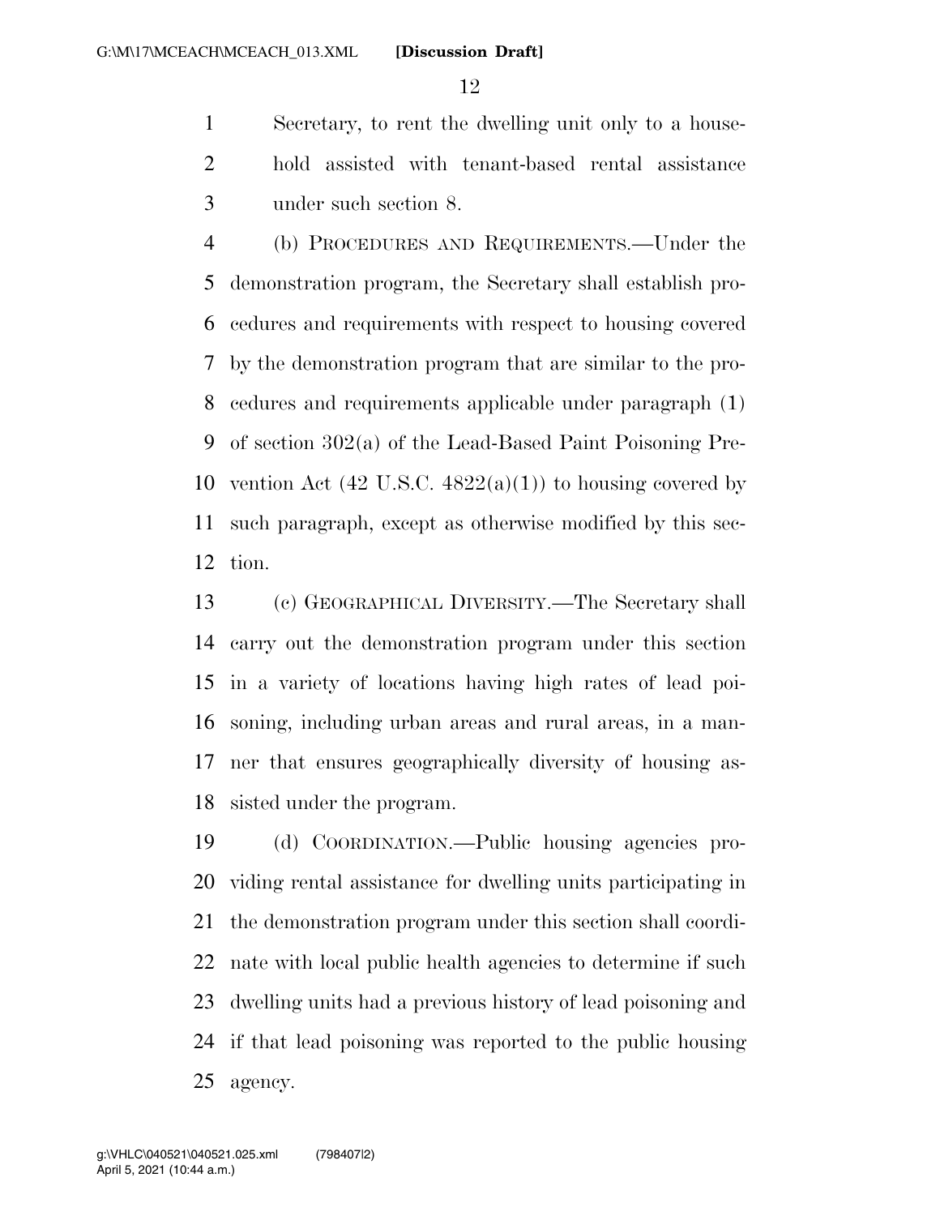Secretary, to rent the dwelling unit only to a household assisted with tenant-based rental assistance under such section 8.

(b) PROCEDURES AND REQUIREMENTS.—Under the demonstration program, the Secretary shall establish procedures and requirements with respect to housing covered by the demonstration program that are similar to the procedures and requirements applicable under paragraph (1) of section 302(a) of the Lead-Based Paint Poisoning Prevention Act (42 U.S.C. 4822(a)(1)) to housing covered by such paragraph, except as otherwise modified by this section.

(c) GEOGRAPHICAL DIVERSITY.—The Secretary shall carry out the demonstration program under this section in a variety of locations having high rates of lead poisoning, including urban areas and rural areas, in a manner that ensures geographically diversity of housing assisted under the program.

(d) COORDINATION.—Public housing agencies providing rental assistance for dwelling units participating in the demonstration program under this section shall coordinate with local public health agencies to determine if such dwelling units had a previous history of lead poisoning and if that lead poisoning was reported to the public housing agency.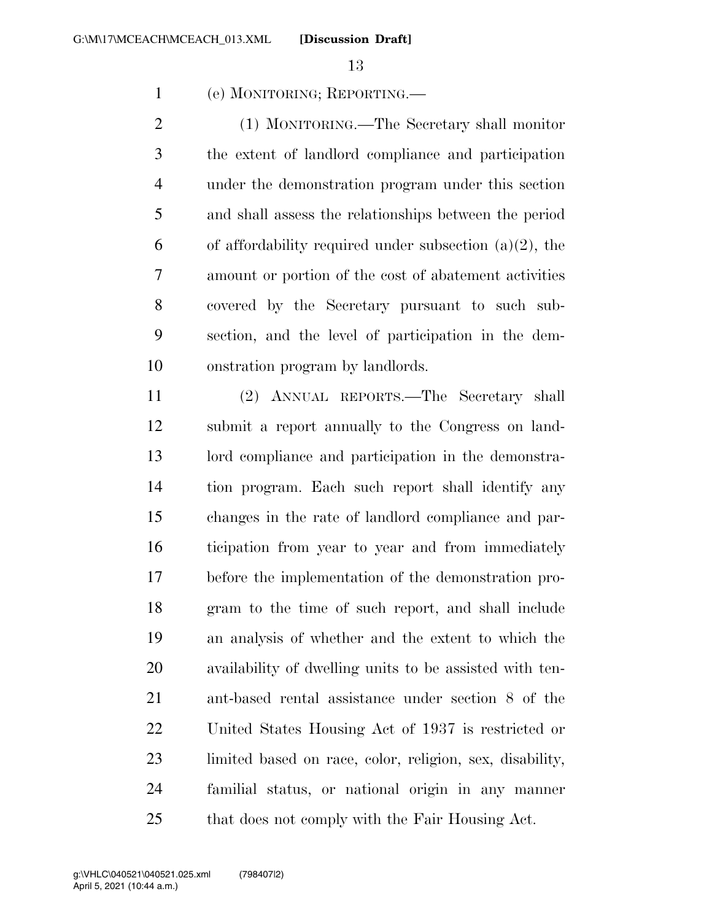(e) MONITORING; REPORTING.—

(1) MONITORING.—The Secretary shall monitor the extent of landlord compliance and participation under the demonstration program under this section and shall assess the relationships between the period of affordability required under subsection (a)(2), the amount or portion of the cost of abatement activities covered by the Secretary pursuant to such subsection, and the level of participation in the demonstration program by landlords.

(2) ANNUAL REPORTS.—The Secretary shall submit a report annually to the Congress on landlord compliance and participation in the demonstration program. Each such report shall identify any changes in the rate of landlord compliance and participation from year to year and from immediately before the implementation of the demonstration program to the time of such report, and shall include an analysis of whether and the extent to which the availability of dwelling units to be assisted with tenant-based rental assistance under section 8 of the United States Housing Act of 1937 is restricted or limited based on race, color, religion, sex, disability, familial status, or national origin in any manner that does not comply with the Fair Housing Act.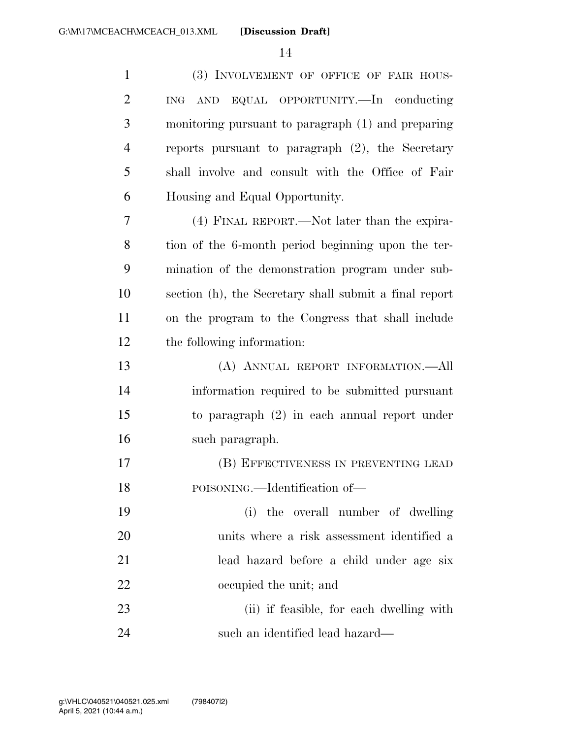(3) INVOLVEMENT OF OFFICE OF FAIR HOUSING AND EQUAL OPPORTUNITY.—In conducting monitoring pursuant to paragraph (1) and preparing reports pursuant to paragraph (2), the Secretary shall involve and consult with the Office of Fair Housing and Equal Opportunity.

(4) FINAL REPORT.—Not later than the expiration of the 6-month period beginning upon the termination of the demonstration program under subsection (h), the Secretary shall submit a final report on the program to the Congress that shall include the following information:

(A) ANNUAL REPORT INFORMATION.—All information required to be submitted pursuant to paragraph (2) in each annual report under such paragraph.

(B) EFFECTIVENESS IN PREVENTING LEAD POISONING.—Identification of—

(i) the overall number of dwelling units where a risk assessment identified a lead hazard before a child under age six occupied the unit; and

(ii) if feasible, for each dwelling with such an identified lead hazard—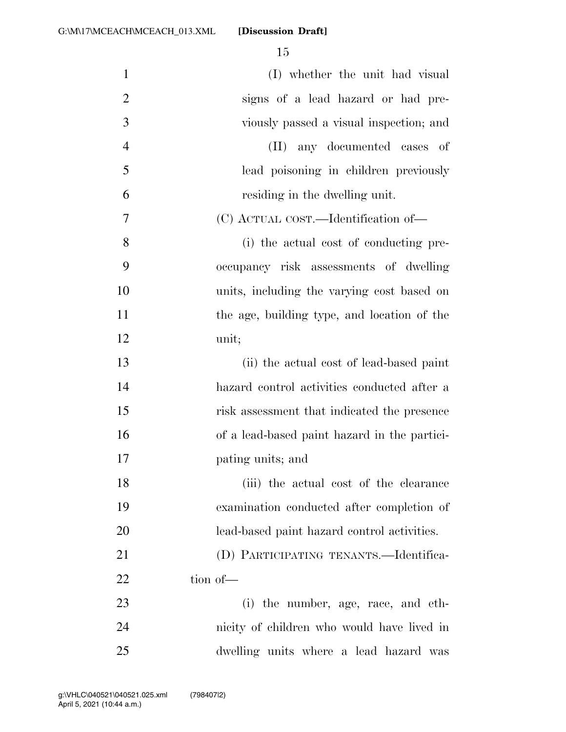(I) whether the unit had visual signs of a lead hazard or had previously passed a visual inspection; and

(II) any documented cases of lead poisoning in children previously residing in the dwelling unit.

(C) ACTUAL COST.—Identification of—

(i) the actual cost of conducting pre-occupancy risk assessments of dwelling units, including the varying cost based on the age, building type, and location of the unit;

(ii) the actual cost of lead-based paint hazard control activities conducted after a risk assessment that indicated the presence of a lead-based paint hazard in the participating units; and

(iii) the actual cost of the clearance examination conducted after completion of lead-based paint hazard control activities.

(D) PARTICIPATING TENANTS.—Identification of—

(i) the number, age, race, and ethnicity of children who would have lived in dwelling units where a lead hazard was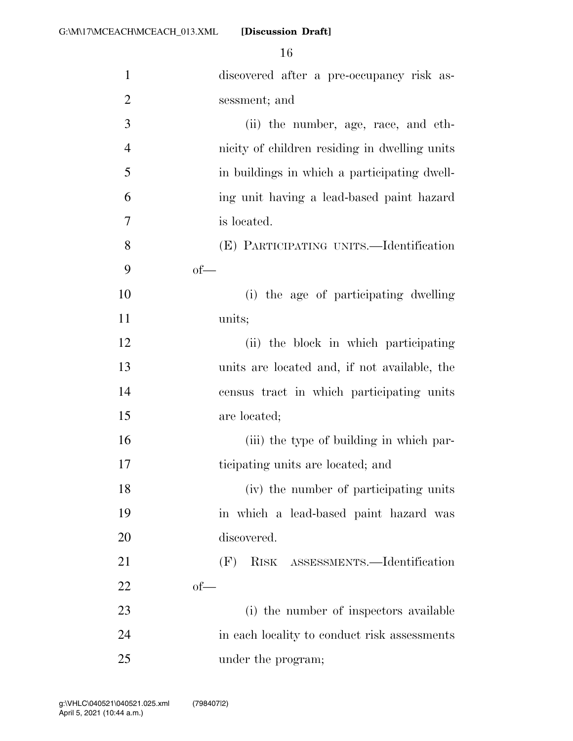discovered after a pre-occupancy risk assessment; and

(ii) the number, age, race, and ethnicity of children residing in dwelling units in buildings in which a participating dwelling unit having a lead-based paint hazard is located.

(E) PARTICIPATING UNITS.—Identification of—

(i) the age of participating dwelling units;

(ii) the block in which participating units are located and, if not available, the census tract in which participating units are located;

(iii) the type of building in which participating units are located; and

(iv) the number of participating units in which a lead-based paint hazard was discovered.

(F) RISK ASSESSMENTS.—Identification of—

(i) the number of inspectors available in each locality to conduct risk assessments under the program;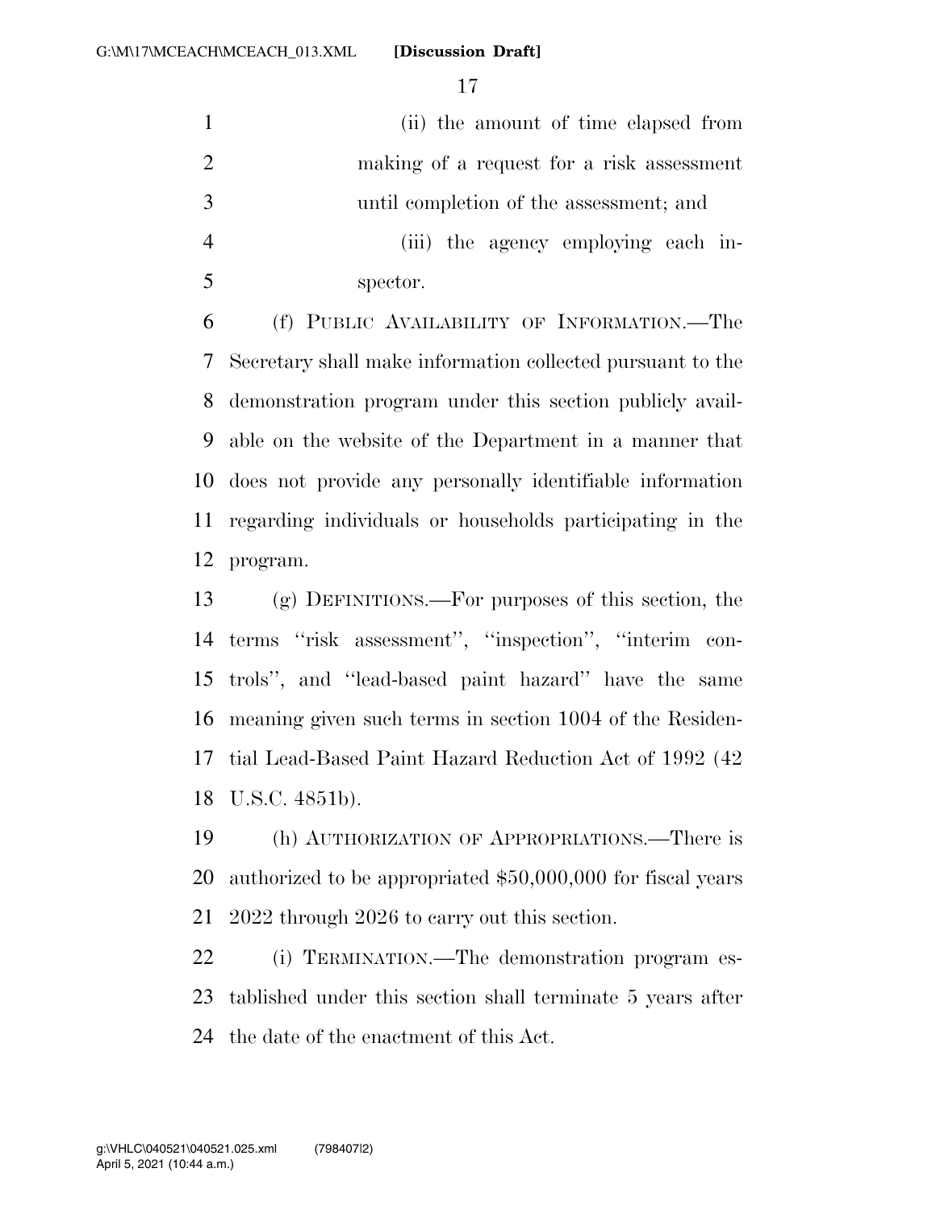(ii) the amount of time elapsed from making of a request for a risk assessment until completion of the assessment; and

(iii) the agency employing each inspector.

(f) PUBLIC AVAILABILITY OF INFORMATION.—The Secretary shall make information collected pursuant to the demonstration program under this section publicly available on the website of the Department in a manner that does not provide any personally identifiable information regarding individuals or households participating in the program.

(g) DEFINITIONS.—For purposes of this section, the terms ''risk assessment'', ''inspection'', ''interim controls'', and ''lead-based paint hazard'' have the same meaning given such terms in section 1004 of the Residential Lead-Based Paint Hazard Reduction Act of 1992 (42 U.S.C. 4851b).

(h) AUTHORIZATION OF APPROPRIATIONS.—There is authorized to be appropriated $50,000,000 for fiscal years 2022 through 2026 to carry out this section.

(i) TERMINATION.—The demonstration program established under this section shall terminate 5 years after the date of the enactment of this Act.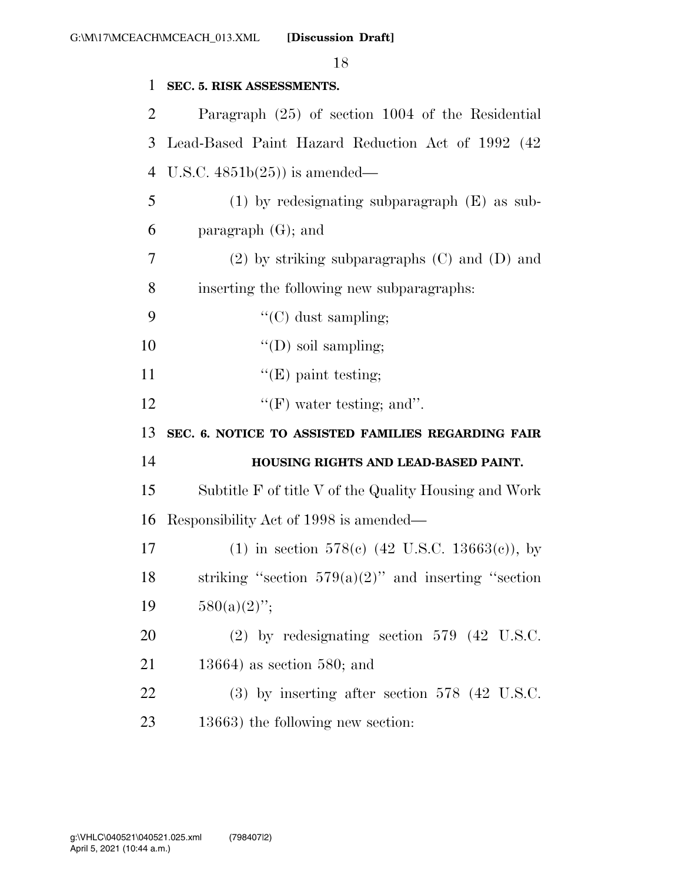**SEC. 5. RISK ASSESSMENTS.**

Paragraph (25) of section 1004 of the Residential Lead-Based Paint Hazard Reduction Act of 1992 (42 U.S.C. 4851b(25)) is amended—

(1) by redesignating subparagraph (E) as subparagraph (G); and

(2) by striking subparagraphs (C) and (D) and inserting the following new subparagraphs:

''(C) dust sampling;

''(D) soil sampling;

''(E) paint testing;

''(F) water testing; and''.

**SEC. 6. NOTICE TO ASSISTED FAMILIES REGARDING FAIR HOUSING RIGHTS AND LEAD-BASED PAINT.**

Subtitle F of title V of the Quality Housing and Work Responsibility Act of 1998 is amended—

(1) in section 578(c) (42 U.S.C. 13663(c)), by striking ''section 579(a)(2)'' and inserting ''section 580(a)(2)'';

(2) by redesignating section 579 (42 U.S.C. 13664) as section 580; and

(3) by inserting after section 578 (42 U.S.C. 13663) the following new section: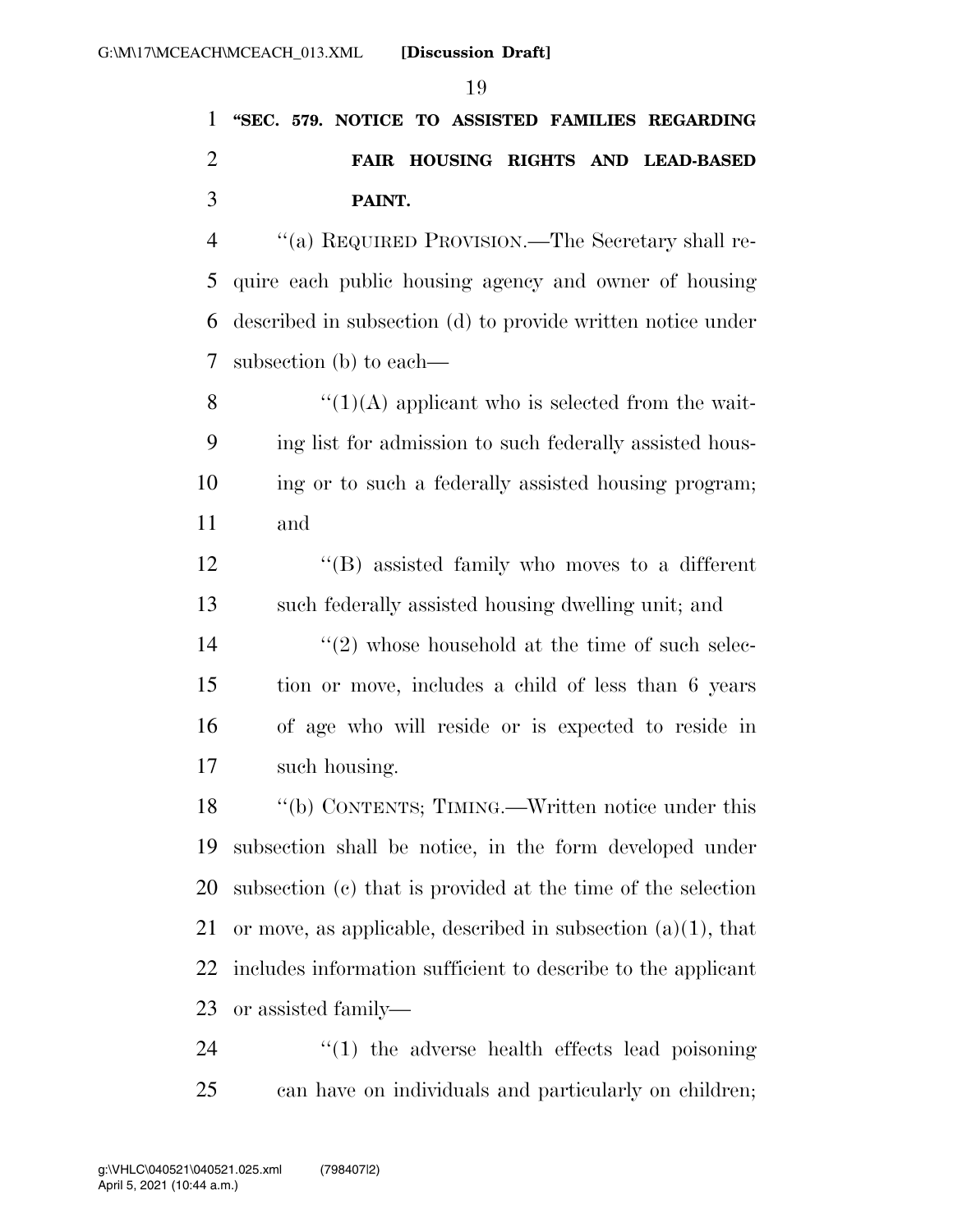**"SEC. 579. NOTICE TO ASSISTED FAMILIES REGARDING FAIR HOUSING RIGHTS AND LEAD-BASED PAINT.**

"(a) REQUIRED PROVISION.—The Secretary shall require each public housing agency and owner of housing described in subsection (d) to provide written notice under subsection (b) to each—

"(1)(A) applicant who is selected from the waiting list for admission to such federally assisted housing or to such a federally assisted housing program; and

"(B) assisted family who moves to a different such federally assisted housing dwelling unit; and

"(2) whose household at the time of such selection or move, includes a child of less than 6 years of age who will reside or is expected to reside in such housing.

"(b) CONTENTS; TIMING.—Written notice under this subsection shall be notice, in the form developed under subsection (c) that is provided at the time of the selection or move, as applicable, described in subsection (a)(1), that includes information sufficient to describe to the applicant or assisted family—

"(1) the adverse health effects lead poisoning can have on individuals and particularly on children;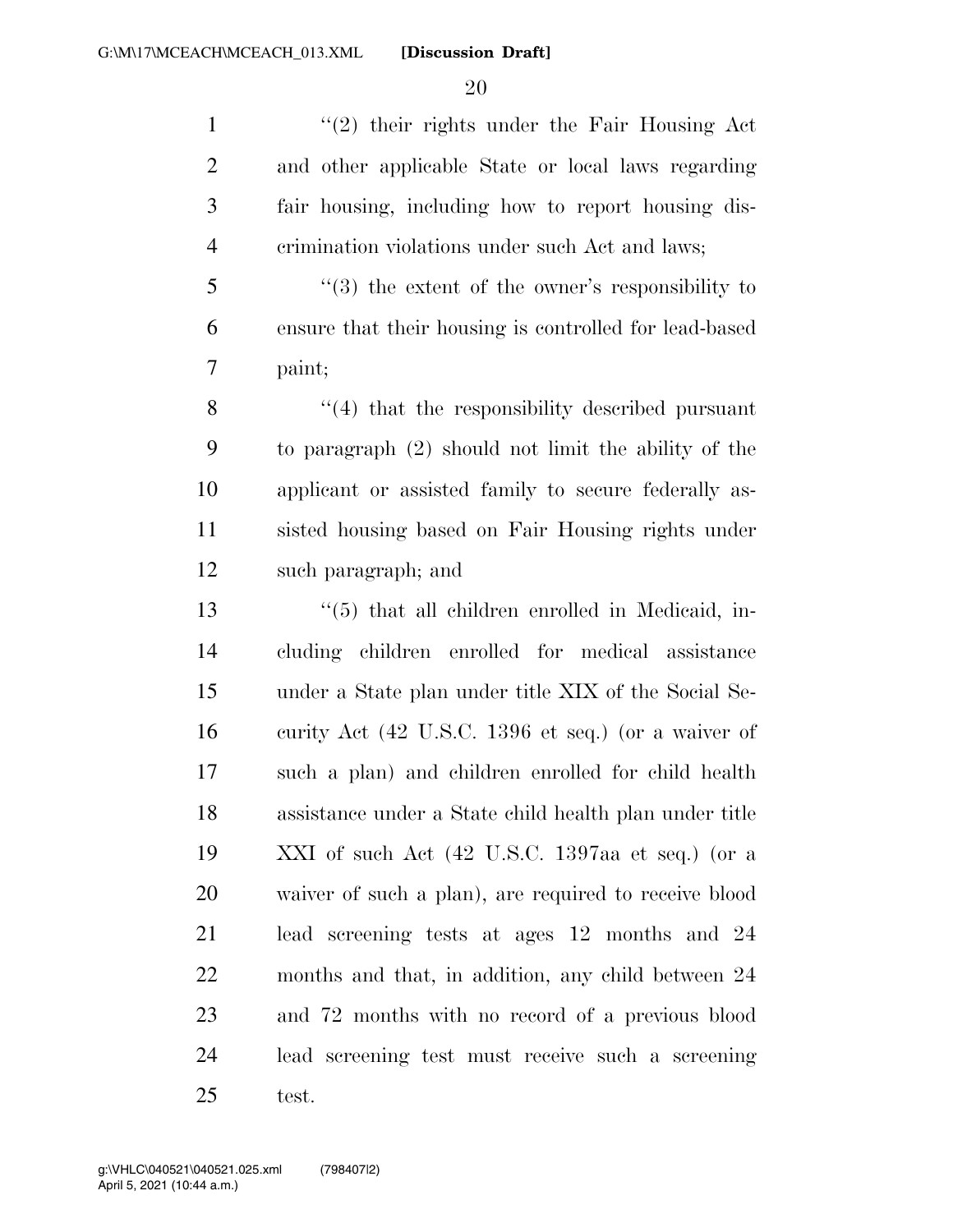''(2) their rights under the Fair Housing Act and other applicable State or local laws regarding fair housing, including how to report housing discrimination violations under such Act and laws;

''(3) the extent of the owner's responsibility to ensure that their housing is controlled for lead-based paint;

''(4) that the responsibility described pursuant to paragraph (2) should not limit the ability of the applicant or assisted family to secure federally assisted housing based on Fair Housing rights under such paragraph; and

''(5) that all children enrolled in Medicaid, including children enrolled for medical assistance under a State plan under title XIX of the Social Security Act (42 U.S.C. 1396 et seq.) (or a waiver of such a plan) and children enrolled for child health assistance under a State child health plan under title XXI of such Act (42 U.S.C. 1397aa et seq.) (or a waiver of such a plan), are required to receive blood lead screening tests at ages 12 months and 24 months and that, in addition, any child between 24 and 72 months with no record of a previous blood lead screening test must receive such a screening test.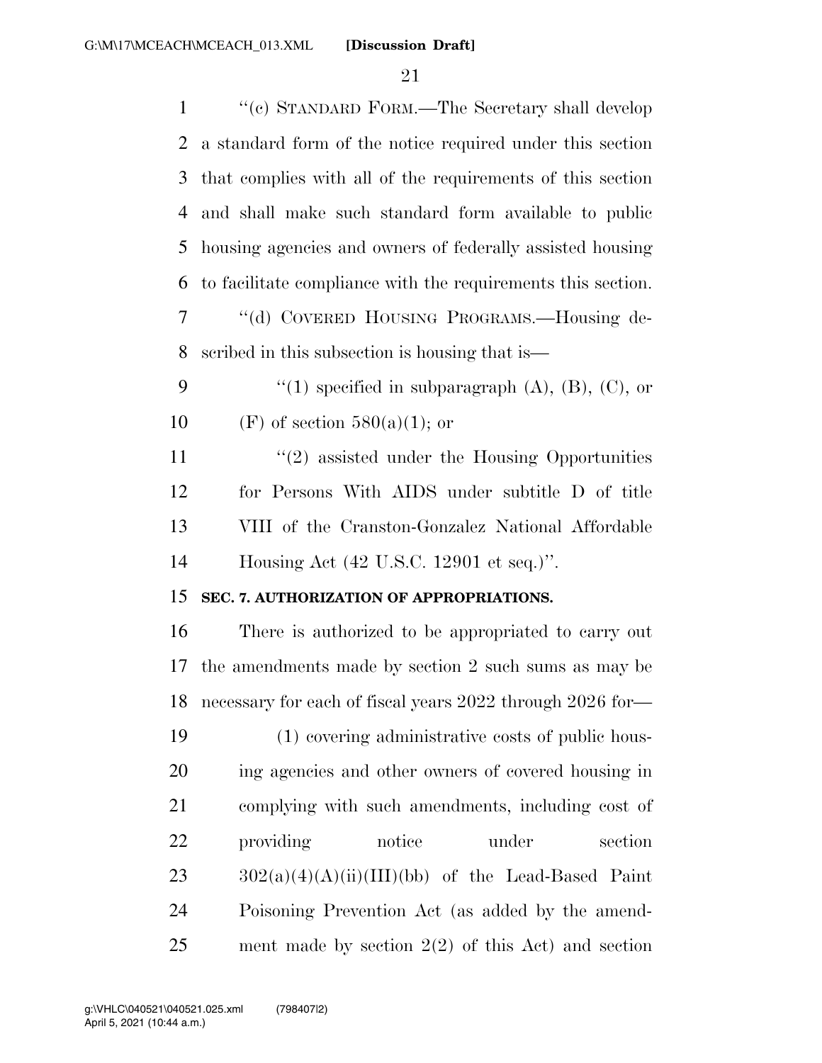"(c) STANDARD FORM.—The Secretary shall develop a standard form of the notice required under this section that complies with all of the requirements of this section and shall make such standard form available to public housing agencies and owners of federally assisted housing to facilitate compliance with the requirements this section.

"(d) COVERED HOUSING PROGRAMS.—Housing described in this subsection is housing that is—

"(1) specified in subparagraph (A), (B), (C), or (F) of section 580(a)(1); or

"(2) assisted under the Housing Opportunities for Persons With AIDS under subtitle D of title VIII of the Cranston-Gonzalez National Affordable Housing Act (42 U.S.C. 12901 et seq.)".

**SEC. 7. AUTHORIZATION OF APPROPRIATIONS.**

There is authorized to be appropriated to carry out the amendments made by section 2 such sums as may be necessary for each of fiscal years 2022 through 2026 for—

(1) covering administrative costs of public housing agencies and other owners of covered housing in complying with such amendments, including cost of providing notice under section 302(a)(4)(A)(ii)(III)(bb) of the Lead-Based Paint Poisoning Prevention Act (as added by the amendment made by section 2(2) of this Act) and section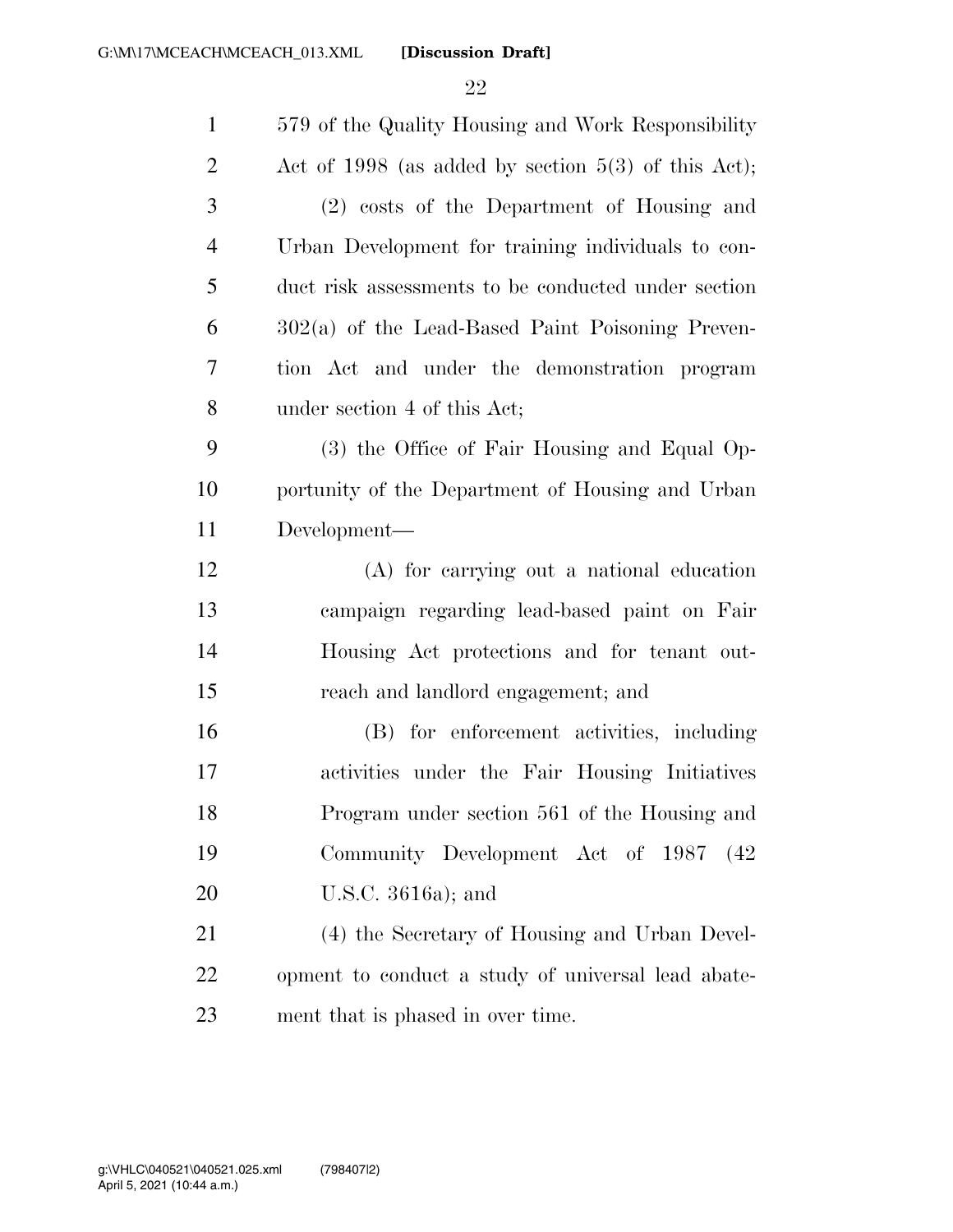579 of the Quality Housing and Work Responsibility Act of 1998 (as added by section 5(3) of this Act);

(2) costs of the Department of Housing and Urban Development for training individuals to conduct risk assessments to be conducted under section 302(a) of the Lead-Based Paint Poisoning Prevention Act and under the demonstration program under section 4 of this Act;

(3) the Office of Fair Housing and Equal Opportunity of the Department of Housing and Urban Development—

(A) for carrying out a national education campaign regarding lead-based paint on Fair Housing Act protections and for tenant outreach and landlord engagement; and

(B) for enforcement activities, including activities under the Fair Housing Initiatives Program under section 561 of the Housing and Community Development Act of 1987 (42 U.S.C. 3616a); and

(4) the Secretary of Housing and Urban Development to conduct a study of universal lead abatement that is phased in over time.